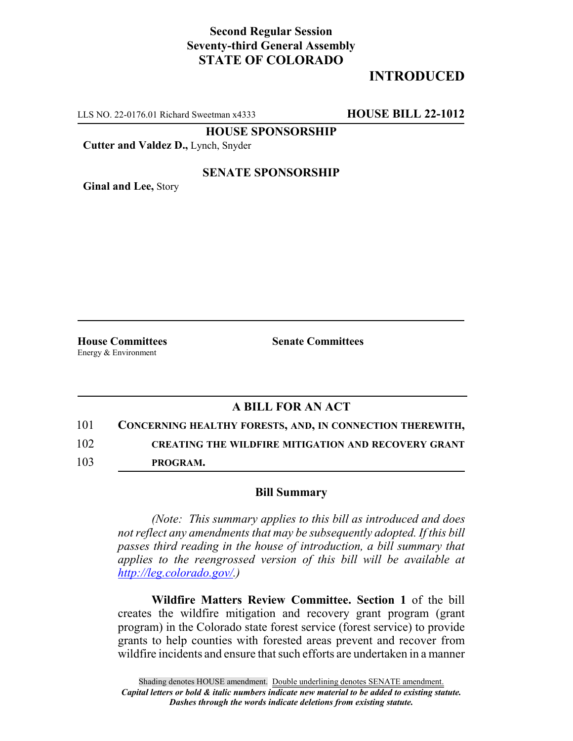**Second Regular Session**
**Seventy-third General Assembly**
**STATE OF COLORADO**

# INTRODUCED

LLS NO. 22-0176.01 Richard Sweetman x4333 **HOUSE BILL 22-1012**

**HOUSE SPONSORSHIP**

**Cutter and Valdez D.,** Lynch, Snyder

**SENATE SPONSORSHIP**

**Ginal and Lee,** Story

**House Committees**
Energy & Environment

**Senate Committees**

## A BILL FOR AN ACT

101 **CONCERNING HEALTHY FORESTS, AND, IN CONNECTION THEREWITH,**
102 **CREATING THE WILDFIRE MITIGATION AND RECOVERY GRANT**
103 **PROGRAM.**

### Bill Summary

*(Note: This summary applies to this bill as introduced and does not reflect any amendments that may be subsequently adopted. If this bill passes third reading in the house of introduction, a bill summary that applies to the reengrossed version of this bill will be available at http://leg.colorado.gov/.)*

**Wildfire Matters Review Committee. Section 1** of the bill creates the wildfire mitigation and recovery grant program (grant program) in the Colorado state forest service (forest service) to provide grants to help counties with forested areas prevent and recover from wildfire incidents and ensure that such efforts are undertaken in a manner

Shading denotes HOUSE amendment. Double underlining denotes SENATE amendment.
*Capital letters or bold & italic numbers indicate new material to be added to existing statute.*
*Dashes through the words indicate deletions from existing statute.*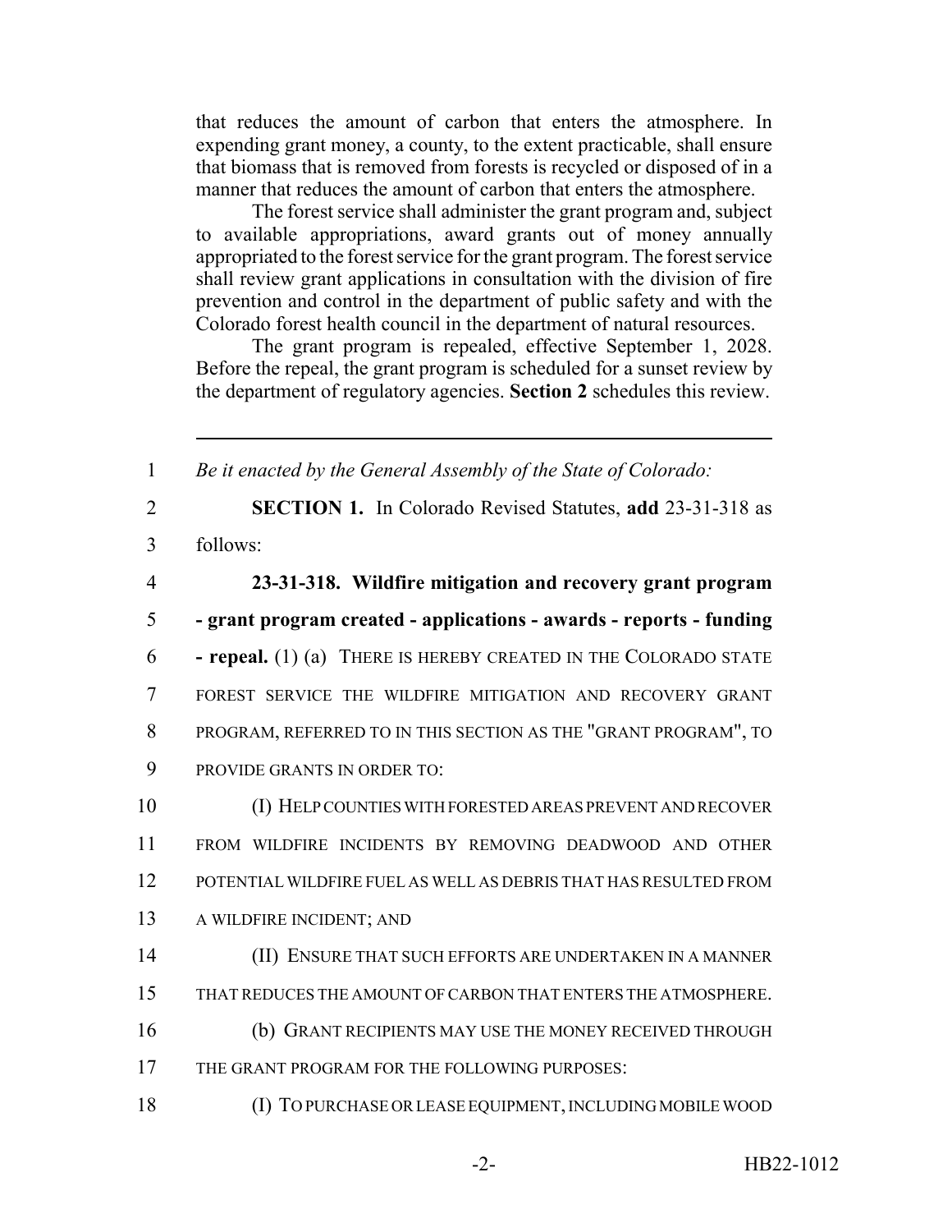that reduces the amount of carbon that enters the atmosphere. In expending grant money, a county, to the extent practicable, shall ensure that biomass that is removed from forests is recycled or disposed of in a manner that reduces the amount of carbon that enters the atmosphere.

The forest service shall administer the grant program and, subject to available appropriations, award grants out of money annually appropriated to the forest service for the grant program. The forest service shall review grant applications in consultation with the division of fire prevention and control in the department of public safety and with the Colorado forest health council in the department of natural resources.

The grant program is repealed, effective September 1, 2028. Before the repeal, the grant program is scheduled for a sunset review by the department of regulatory agencies. **Section 2** schedules this review.

---

1 *Be it enacted by the General Assembly of the State of Colorado:*

2 **SECTION 1.** In Colorado Revised Statutes, **add** 23-31-318 as
3 follows:

4 **23-31-318. Wildfire mitigation and recovery grant program**
5 **- grant program created - applications - awards - reports - funding**
6 **- repeal.** (1) (a) THERE IS HEREBY CREATED IN THE COLORADO STATE
7 FOREST SERVICE THE WILDFIRE MITIGATION AND RECOVERY GRANT
8 PROGRAM, REFERRED TO IN THIS SECTION AS THE "GRANT PROGRAM", TO
9 PROVIDE GRANTS IN ORDER TO:

10 (I) HELP COUNTIES WITH FORESTED AREAS PREVENT AND RECOVER
11 FROM WILDFIRE INCIDENTS BY REMOVING DEADWOOD AND OTHER
12 POTENTIAL WILDFIRE FUEL AS WELL AS DEBRIS THAT HAS RESULTED FROM
13 A WILDFIRE INCIDENT; AND

14 (II) ENSURE THAT SUCH EFFORTS ARE UNDERTAKEN IN A MANNER
15 THAT REDUCES THE AMOUNT OF CARBON THAT ENTERS THE ATMOSPHERE.

16 (b) GRANT RECIPIENTS MAY USE THE MONEY RECEIVED THROUGH
17 THE GRANT PROGRAM FOR THE FOLLOWING PURPOSES:

18 (I) TO PURCHASE OR LEASE EQUIPMENT, INCLUDING MOBILE WOOD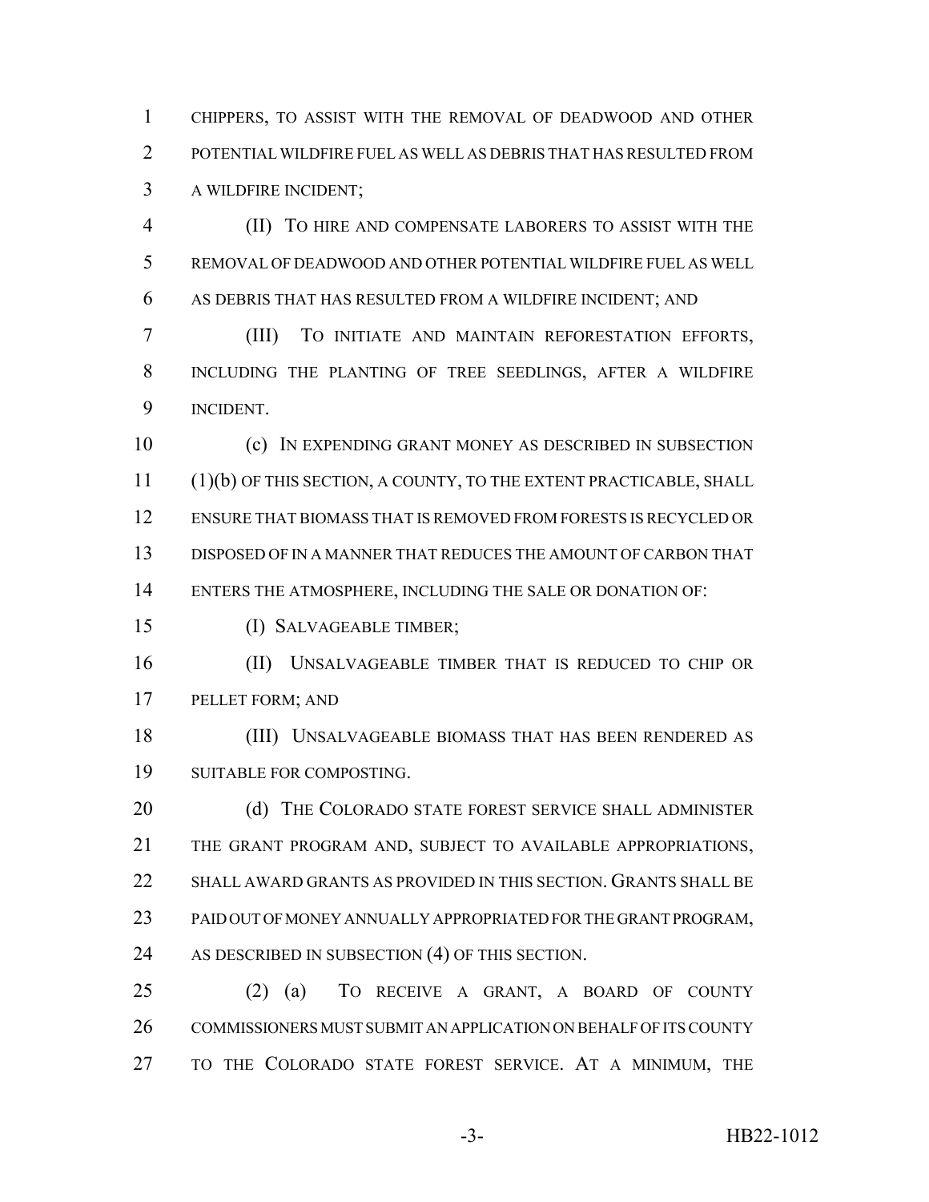CHIPPERS, TO ASSIST WITH THE REMOVAL OF DEADWOOD AND OTHER POTENTIAL WILDFIRE FUEL AS WELL AS DEBRIS THAT HAS RESULTED FROM A WILDFIRE INCIDENT;

(II) TO HIRE AND COMPENSATE LABORERS TO ASSIST WITH THE REMOVAL OF DEADWOOD AND OTHER POTENTIAL WILDFIRE FUEL AS WELL AS DEBRIS THAT HAS RESULTED FROM A WILDFIRE INCIDENT; AND

(III) TO INITIATE AND MAINTAIN REFORESTATION EFFORTS, INCLUDING THE PLANTING OF TREE SEEDLINGS, AFTER A WILDFIRE INCIDENT.

(c) IN EXPENDING GRANT MONEY AS DESCRIBED IN SUBSECTION (1)(b) OF THIS SECTION, A COUNTY, TO THE EXTENT PRACTICABLE, SHALL ENSURE THAT BIOMASS THAT IS REMOVED FROM FORESTS IS RECYCLED OR DISPOSED OF IN A MANNER THAT REDUCES THE AMOUNT OF CARBON THAT ENTERS THE ATMOSPHERE, INCLUDING THE SALE OR DONATION OF:

(I) SALVAGEABLE TIMBER;

(II) UNSALVAGEABLE TIMBER THAT IS REDUCED TO CHIP OR PELLET FORM; AND

(III) UNSALVAGEABLE BIOMASS THAT HAS BEEN RENDERED AS SUITABLE FOR COMPOSTING.

(d) THE COLORADO STATE FOREST SERVICE SHALL ADMINISTER THE GRANT PROGRAM AND, SUBJECT TO AVAILABLE APPROPRIATIONS, SHALL AWARD GRANTS AS PROVIDED IN THIS SECTION. GRANTS SHALL BE PAID OUT OF MONEY ANNUALLY APPROPRIATED FOR THE GRANT PROGRAM, AS DESCRIBED IN SUBSECTION (4) OF THIS SECTION.

(2) (a) TO RECEIVE A GRANT, A BOARD OF COUNTY COMMISSIONERS MUST SUBMIT AN APPLICATION ON BEHALF OF ITS COUNTY TO THE COLORADO STATE FOREST SERVICE. AT A MINIMUM, THE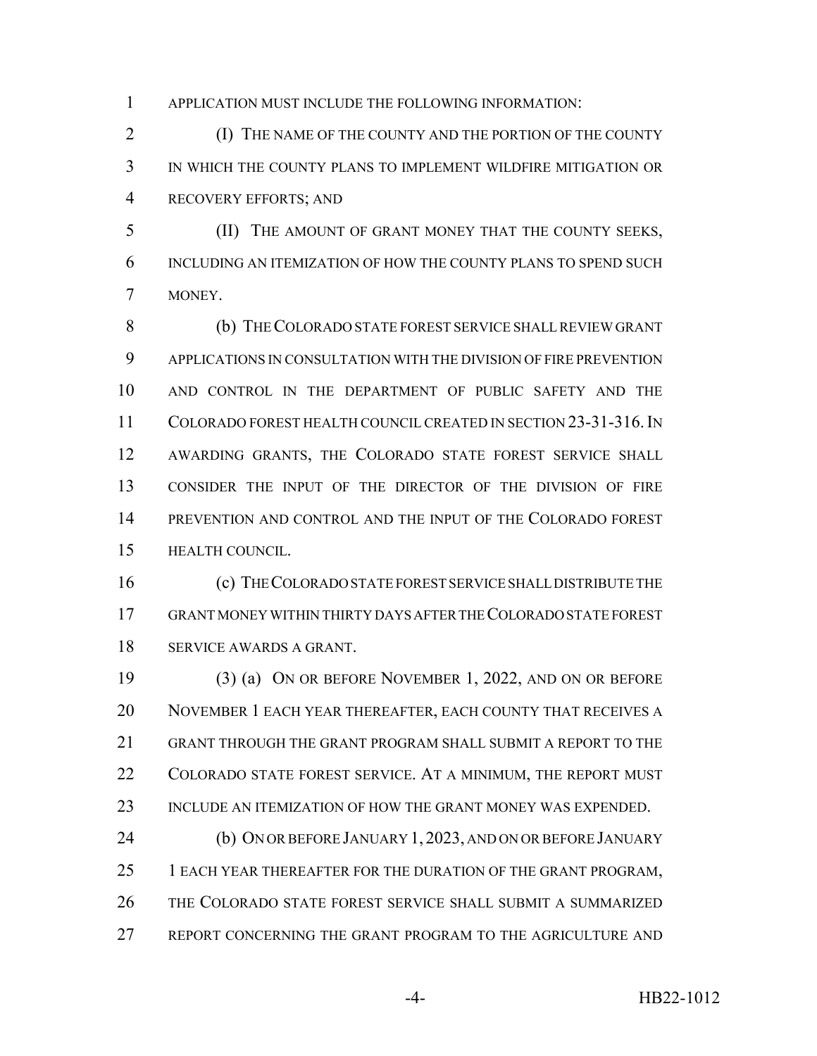APPLICATION MUST INCLUDE THE FOLLOWING INFORMATION:

(I) THE NAME OF THE COUNTY AND THE PORTION OF THE COUNTY IN WHICH THE COUNTY PLANS TO IMPLEMENT WILDFIRE MITIGATION OR RECOVERY EFFORTS; AND

(II) THE AMOUNT OF GRANT MONEY THAT THE COUNTY SEEKS, INCLUDING AN ITEMIZATION OF HOW THE COUNTY PLANS TO SPEND SUCH MONEY.

(b) THE COLORADO STATE FOREST SERVICE SHALL REVIEW GRANT APPLICATIONS IN CONSULTATION WITH THE DIVISION OF FIRE PREVENTION AND CONTROL IN THE DEPARTMENT OF PUBLIC SAFETY AND THE COLORADO FOREST HEALTH COUNCIL CREATED IN SECTION 23-31-316. IN AWARDING GRANTS, THE COLORADO STATE FOREST SERVICE SHALL CONSIDER THE INPUT OF THE DIRECTOR OF THE DIVISION OF FIRE PREVENTION AND CONTROL AND THE INPUT OF THE COLORADO FOREST HEALTH COUNCIL.

(c) THE COLORADO STATE FOREST SERVICE SHALL DISTRIBUTE THE GRANT MONEY WITHIN THIRTY DAYS AFTER THE COLORADO STATE FOREST SERVICE AWARDS A GRANT.

(3) (a) ON OR BEFORE NOVEMBER 1, 2022, AND ON OR BEFORE NOVEMBER 1 EACH YEAR THEREAFTER, EACH COUNTY THAT RECEIVES A GRANT THROUGH THE GRANT PROGRAM SHALL SUBMIT A REPORT TO THE COLORADO STATE FOREST SERVICE. AT A MINIMUM, THE REPORT MUST INCLUDE AN ITEMIZATION OF HOW THE GRANT MONEY WAS EXPENDED.

(b) ON OR BEFORE JANUARY 1, 2023, AND ON OR BEFORE JANUARY 1 EACH YEAR THEREAFTER FOR THE DURATION OF THE GRANT PROGRAM, THE COLORADO STATE FOREST SERVICE SHALL SUBMIT A SUMMARIZED REPORT CONCERNING THE GRANT PROGRAM TO THE AGRICULTURE AND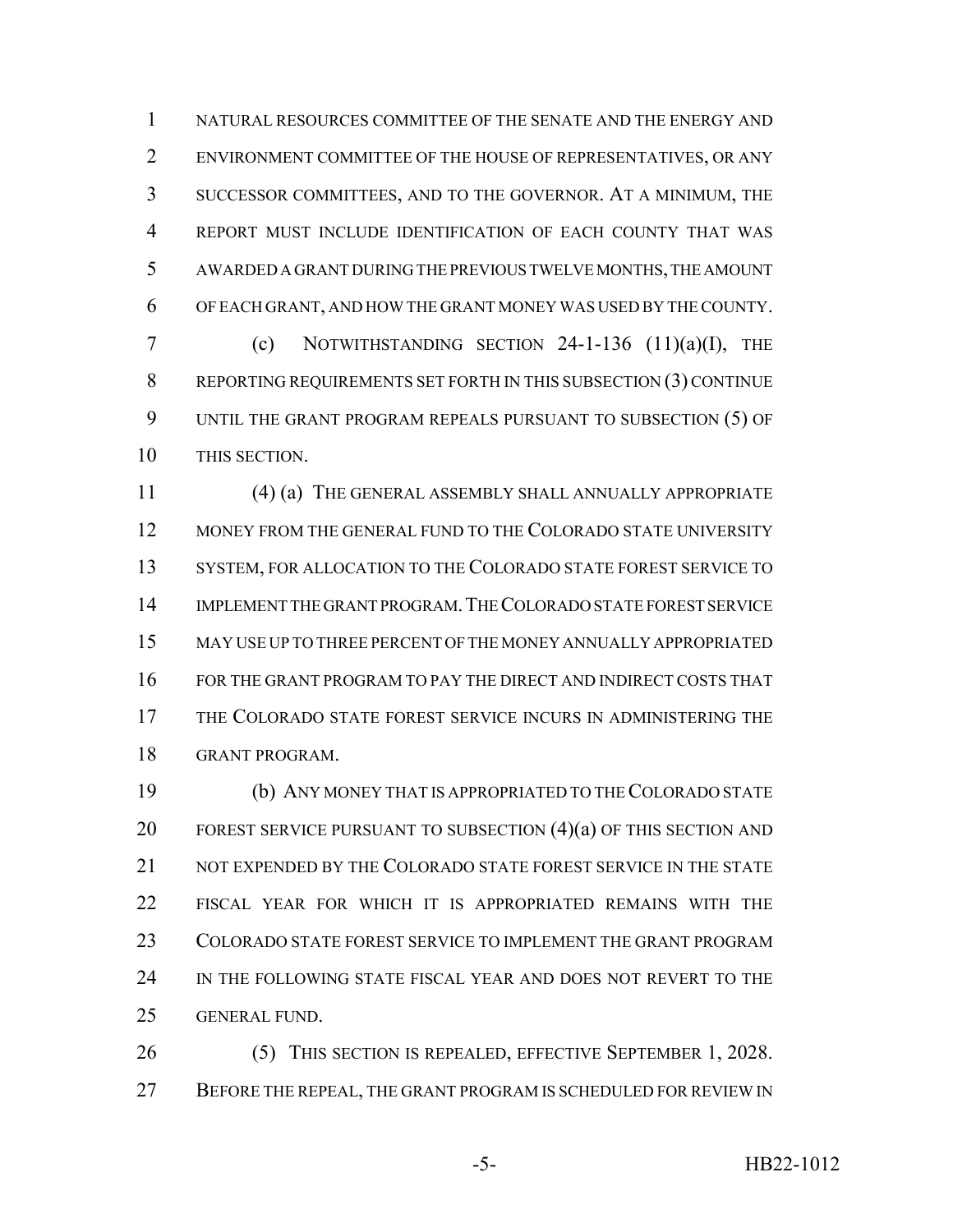NATURAL RESOURCES COMMITTEE OF THE SENATE AND THE ENERGY AND ENVIRONMENT COMMITTEE OF THE HOUSE OF REPRESENTATIVES, OR ANY SUCCESSOR COMMITTEES, AND TO THE GOVERNOR. AT A MINIMUM, THE REPORT MUST INCLUDE IDENTIFICATION OF EACH COUNTY THAT WAS AWARDED A GRANT DURING THE PREVIOUS TWELVE MONTHS, THE AMOUNT OF EACH GRANT, AND HOW THE GRANT MONEY WAS USED BY THE COUNTY.

(c) NOTWITHSTANDING SECTION 24-1-136 (11)(a)(I), THE REPORTING REQUIREMENTS SET FORTH IN THIS SUBSECTION (3) CONTINUE UNTIL THE GRANT PROGRAM REPEALS PURSUANT TO SUBSECTION (5) OF THIS SECTION.

(4) (a) THE GENERAL ASSEMBLY SHALL ANNUALLY APPROPRIATE MONEY FROM THE GENERAL FUND TO THE COLORADO STATE UNIVERSITY SYSTEM, FOR ALLOCATION TO THE COLORADO STATE FOREST SERVICE TO IMPLEMENT THE GRANT PROGRAM. THE COLORADO STATE FOREST SERVICE MAY USE UP TO THREE PERCENT OF THE MONEY ANNUALLY APPROPRIATED FOR THE GRANT PROGRAM TO PAY THE DIRECT AND INDIRECT COSTS THAT THE COLORADO STATE FOREST SERVICE INCURS IN ADMINISTERING THE GRANT PROGRAM.

(b) ANY MONEY THAT IS APPROPRIATED TO THE COLORADO STATE FOREST SERVICE PURSUANT TO SUBSECTION (4)(a) OF THIS SECTION AND NOT EXPENDED BY THE COLORADO STATE FOREST SERVICE IN THE STATE FISCAL YEAR FOR WHICH IT IS APPROPRIATED REMAINS WITH THE COLORADO STATE FOREST SERVICE TO IMPLEMENT THE GRANT PROGRAM IN THE FOLLOWING STATE FISCAL YEAR AND DOES NOT REVERT TO THE GENERAL FUND.

(5) THIS SECTION IS REPEALED, EFFECTIVE SEPTEMBER 1, 2028. BEFORE THE REPEAL, THE GRANT PROGRAM IS SCHEDULED FOR REVIEW IN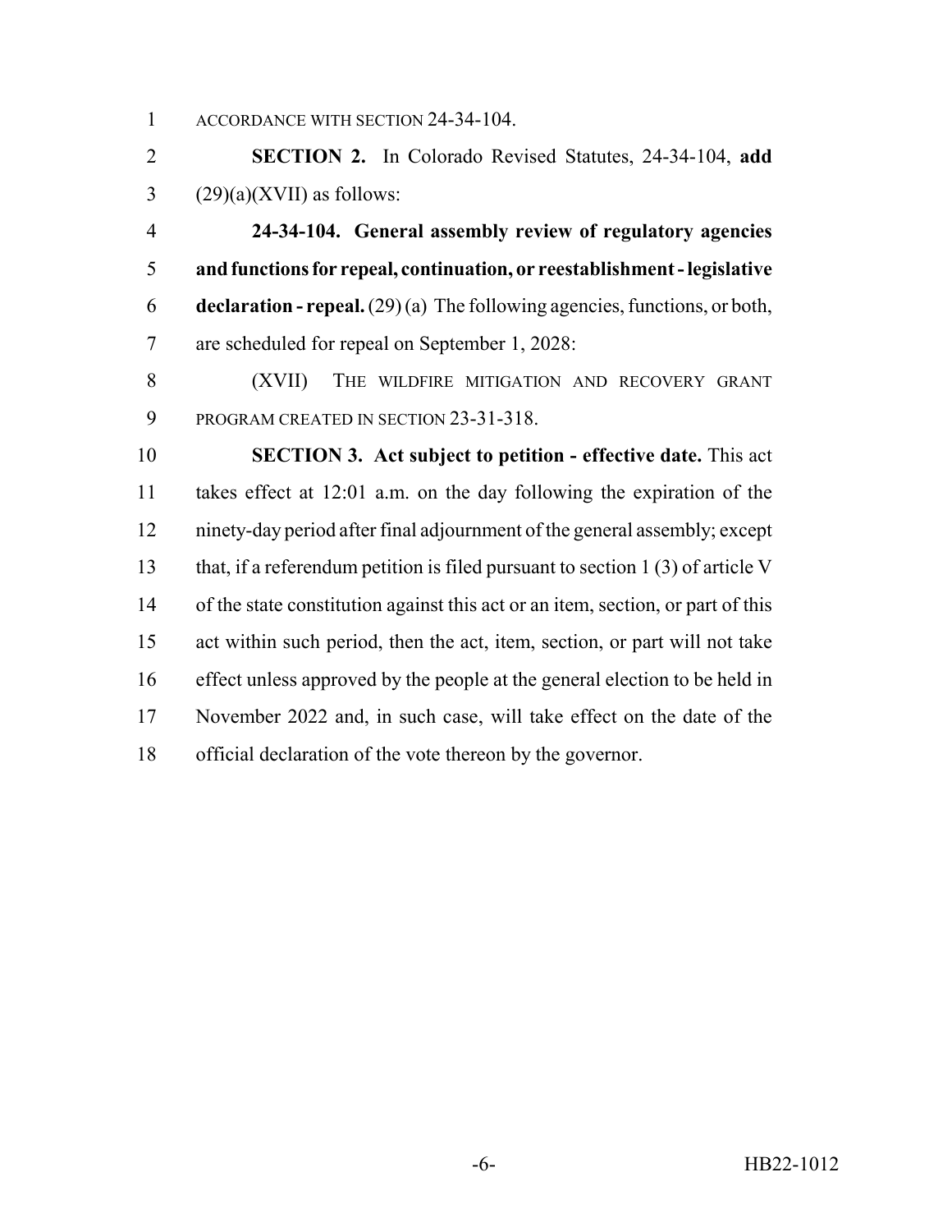ACCORDANCE WITH SECTION 24-34-104.

**SECTION 2.** In Colorado Revised Statutes, 24-34-104, **add** (29)(a)(XVII) as follows:

**24-34-104. General assembly review of regulatory agencies and functions for repeal, continuation, or reestablishment - legislative declaration - repeal.** (29) (a) The following agencies, functions, or both, are scheduled for repeal on September 1, 2028:

(XVII) THE WILDFIRE MITIGATION AND RECOVERY GRANT PROGRAM CREATED IN SECTION 23-31-318.

**SECTION 3. Act subject to petition - effective date.** This act takes effect at 12:01 a.m. on the day following the expiration of the ninety-day period after final adjournment of the general assembly; except that, if a referendum petition is filed pursuant to section 1 (3) of article V of the state constitution against this act or an item, section, or part of this act within such period, then the act, item, section, or part will not take effect unless approved by the people at the general election to be held in November 2022 and, in such case, will take effect on the date of the official declaration of the vote thereon by the governor.